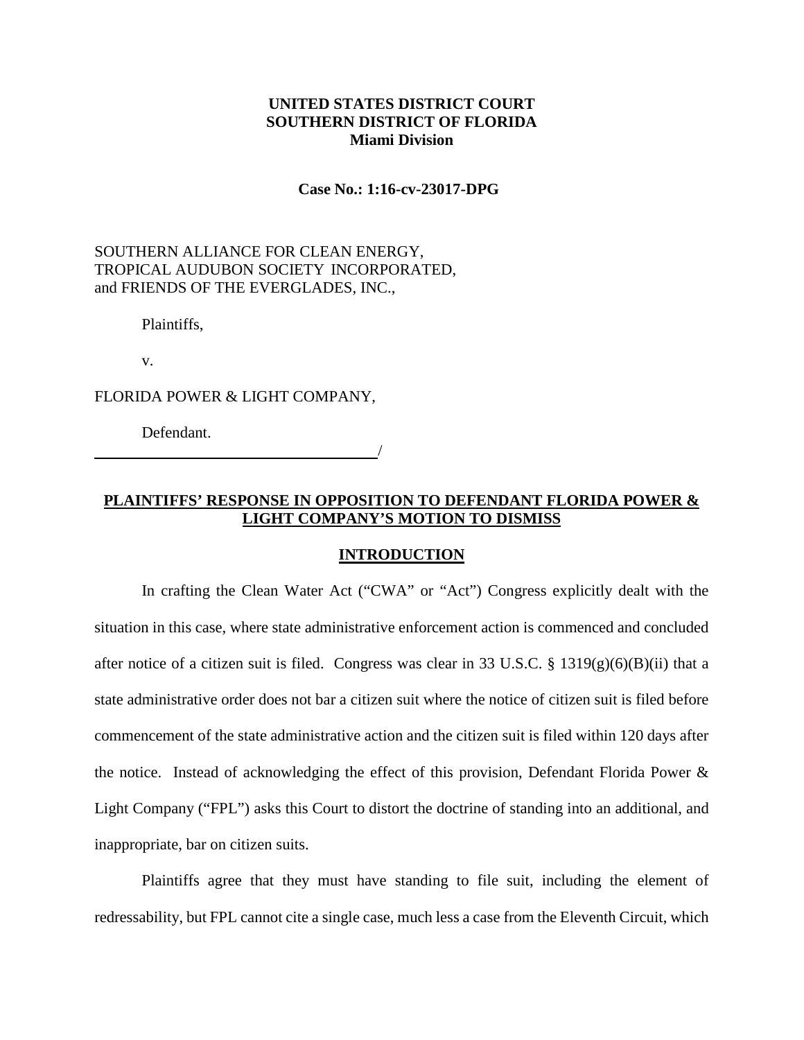**UNITED STATES DISTRICT COURT**
**SOUTHERN DISTRICT OF FLORIDA**
**Miami Division**

**Case No.: 1:16-cv-23017-DPG**

SOUTHERN ALLIANCE FOR CLEAN ENERGY,
TROPICAL AUDUBON SOCIETY INCORPORATED,
and FRIENDS OF THE EVERGLADES, INC.,

Plaintiffs,

v.

FLORIDA POWER & LIGHT COMPANY,

Defendant.
_____________________________________/

## PLAINTIFFS' RESPONSE IN OPPOSITION TO DEFENDANT FLORIDA POWER & LIGHT COMPANY'S MOTION TO DISMISS

## INTRODUCTION

In crafting the Clean Water Act ("CWA" or "Act") Congress explicitly dealt with the situation in this case, where state administrative enforcement action is commenced and concluded after notice of a citizen suit is filed. Congress was clear in 33 U.S.C. § 1319(g)(6)(B)(ii) that a state administrative order does not bar a citizen suit where the notice of citizen suit is filed before commencement of the state administrative action and the citizen suit is filed within 120 days after the notice. Instead of acknowledging the effect of this provision, Defendant Florida Power & Light Company ("FPL") asks this Court to distort the doctrine of standing into an additional, and inappropriate, bar on citizen suits.

Plaintiffs agree that they must have standing to file suit, including the element of redressability, but FPL cannot cite a single case, much less a case from the Eleventh Circuit, which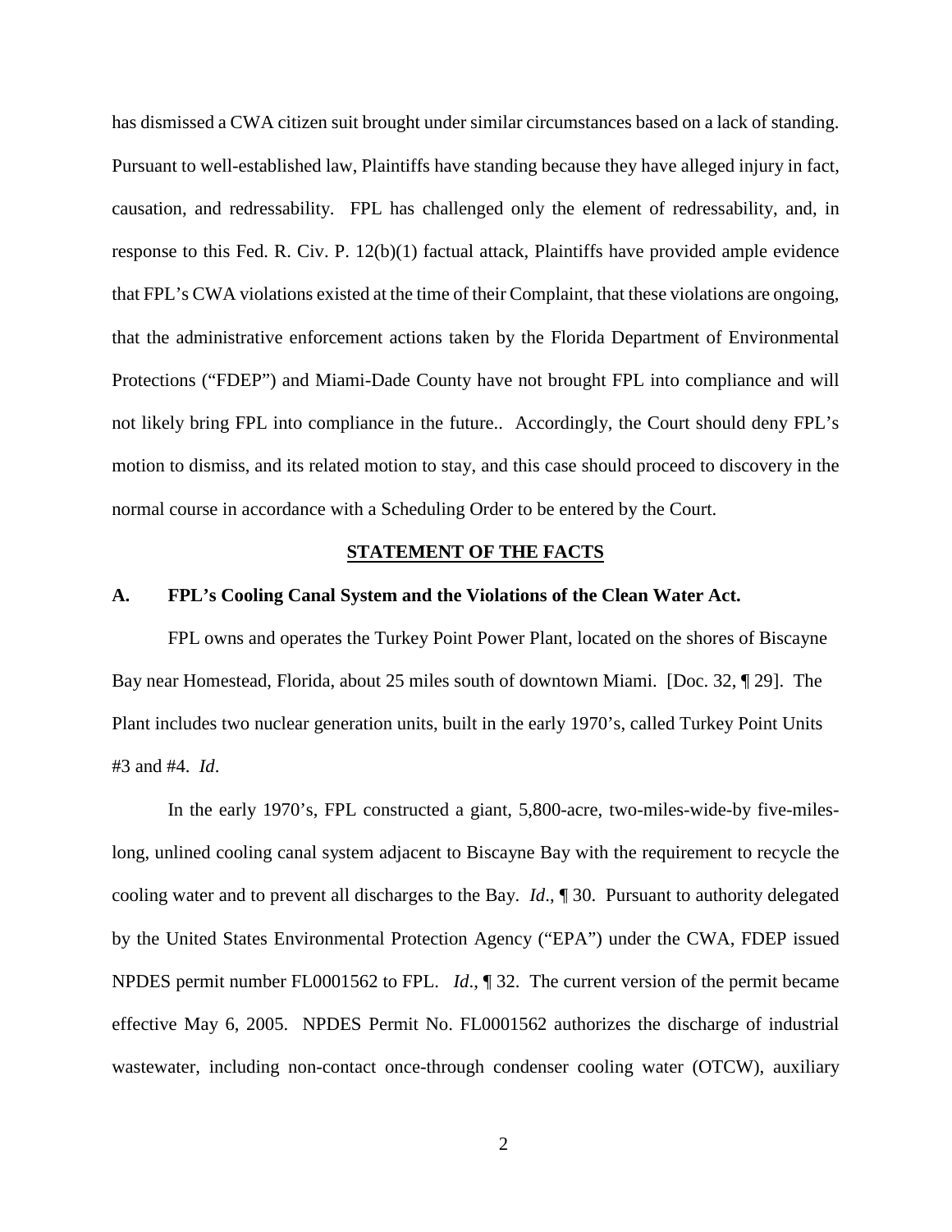has dismissed a CWA citizen suit brought under similar circumstances based on a lack of standing. Pursuant to well-established law, Plaintiffs have standing because they have alleged injury in fact, causation, and redressability. FPL has challenged only the element of redressability, and, in response to this Fed. R. Civ. P. 12(b)(1) factual attack, Plaintiffs have provided ample evidence that FPL's CWA violations existed at the time of their Complaint, that these violations are ongoing, that the administrative enforcement actions taken by the Florida Department of Environmental Protections ("FDEP") and Miami-Dade County have not brought FPL into compliance and will not likely bring FPL into compliance in the future.. Accordingly, the Court should deny FPL's motion to dismiss, and its related motion to stay, and this case should proceed to discovery in the normal course in accordance with a Scheduling Order to be entered by the Court.

## STATEMENT OF THE FACTS

### A. FPL's Cooling Canal System and the Violations of the Clean Water Act.

FPL owns and operates the Turkey Point Power Plant, located on the shores of Biscayne Bay near Homestead, Florida, about 25 miles south of downtown Miami. [Doc. 32, ¶ 29]. The Plant includes two nuclear generation units, built in the early 1970's, called Turkey Point Units #3 and #4. *Id*.

In the early 1970's, FPL constructed a giant, 5,800-acre, two-miles-wide-by five-miles-long, unlined cooling canal system adjacent to Biscayne Bay with the requirement to recycle the cooling water and to prevent all discharges to the Bay. *Id*., ¶ 30. Pursuant to authority delegated by the United States Environmental Protection Agency ("EPA") under the CWA, FDEP issued NPDES permit number FL0001562 to FPL. *Id*., ¶ 32. The current version of the permit became effective May 6, 2005. NPDES Permit No. FL0001562 authorizes the discharge of industrial wastewater, including non-contact once-through condenser cooling water (OTCW), auxiliary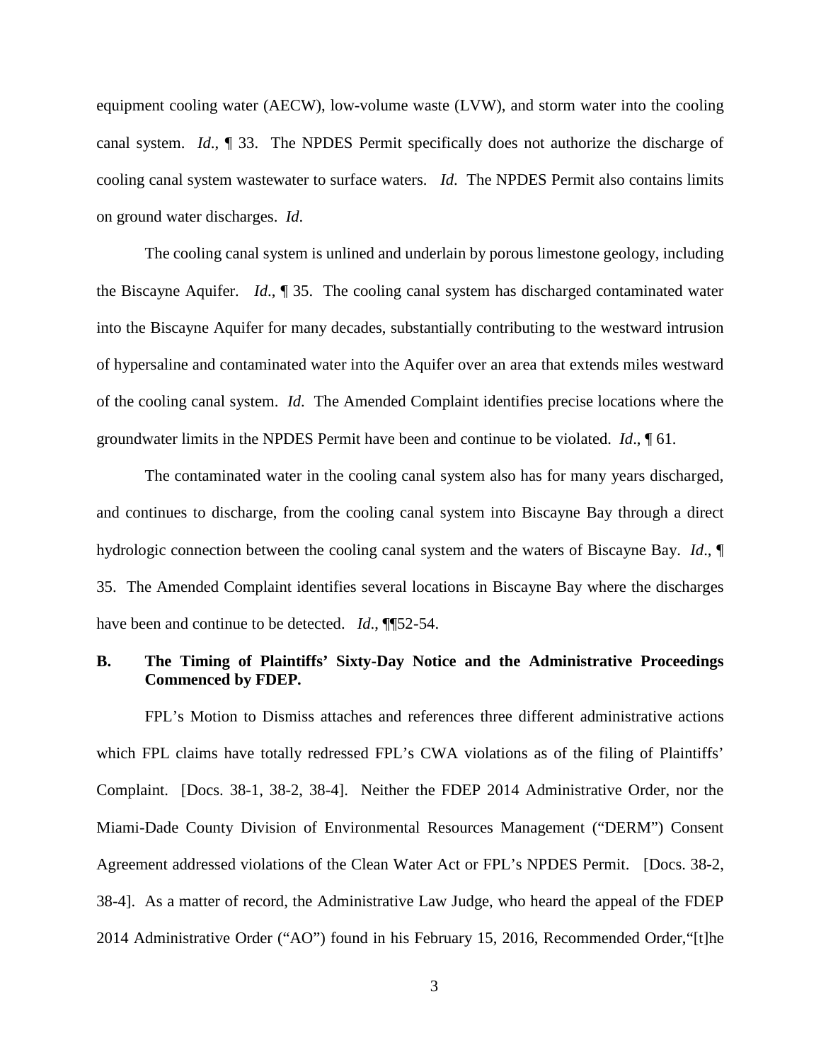equipment cooling water (AECW), low-volume waste (LVW), and storm water into the cooling canal system. *Id*., ¶ 33. The NPDES Permit specifically does not authorize the discharge of cooling canal system wastewater to surface waters. *Id*. The NPDES Permit also contains limits on ground water discharges. *Id*.

The cooling canal system is unlined and underlain by porous limestone geology, including the Biscayne Aquifer. *Id*., ¶ 35. The cooling canal system has discharged contaminated water into the Biscayne Aquifer for many decades, substantially contributing to the westward intrusion of hypersaline and contaminated water into the Aquifer over an area that extends miles westward of the cooling canal system. *Id*. The Amended Complaint identifies precise locations where the groundwater limits in the NPDES Permit have been and continue to be violated. *Id*., ¶ 61.

The contaminated water in the cooling canal system also has for many years discharged, and continues to discharge, from the cooling canal system into Biscayne Bay through a direct hydrologic connection between the cooling canal system and the waters of Biscayne Bay. *Id*., ¶ 35. The Amended Complaint identifies several locations in Biscayne Bay where the discharges have been and continue to be detected. *Id*., ¶¶52-54.

### B. The Timing of Plaintiffs' Sixty-Day Notice and the Administrative Proceedings Commenced by FDEP.

FPL's Motion to Dismiss attaches and references three different administrative actions which FPL claims have totally redressed FPL's CWA violations as of the filing of Plaintiffs' Complaint. [Docs. 38-1, 38-2, 38-4]. Neither the FDEP 2014 Administrative Order, nor the Miami-Dade County Division of Environmental Resources Management ("DERM") Consent Agreement addressed violations of the Clean Water Act or FPL's NPDES Permit. [Docs. 38-2, 38-4]. As a matter of record, the Administrative Law Judge, who heard the appeal of the FDEP 2014 Administrative Order ("AO") found in his February 15, 2016, Recommended Order, "[t]he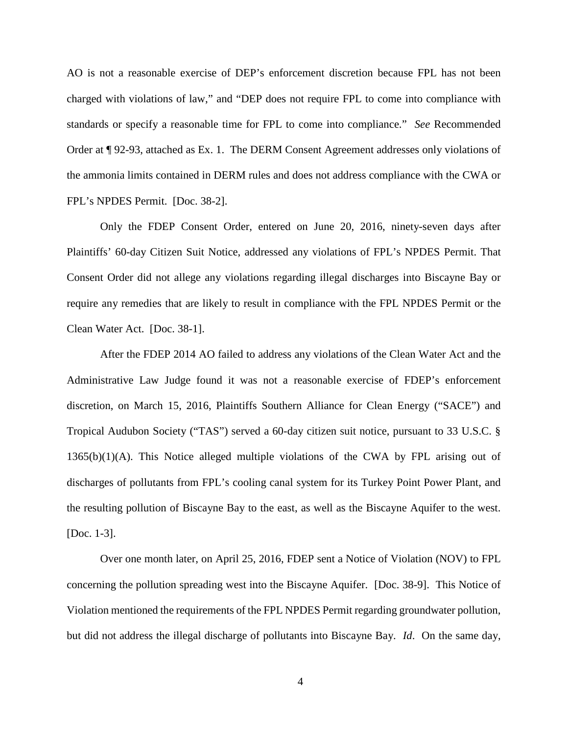AO is not a reasonable exercise of DEP's enforcement discretion because FPL has not been charged with violations of law," and "DEP does not require FPL to come into compliance with standards or specify a reasonable time for FPL to come into compliance." *See* Recommended Order at ¶ 92-93, attached as Ex. 1. The DERM Consent Agreement addresses only violations of the ammonia limits contained in DERM rules and does not address compliance with the CWA or FPL's NPDES Permit. [Doc. 38-2].

Only the FDEP Consent Order, entered on June 20, 2016, ninety-seven days after Plaintiffs' 60-day Citizen Suit Notice, addressed any violations of FPL's NPDES Permit. That Consent Order did not allege any violations regarding illegal discharges into Biscayne Bay or require any remedies that are likely to result in compliance with the FPL NPDES Permit or the Clean Water Act. [Doc. 38-1].

After the FDEP 2014 AO failed to address any violations of the Clean Water Act and the Administrative Law Judge found it was not a reasonable exercise of FDEP's enforcement discretion, on March 15, 2016, Plaintiffs Southern Alliance for Clean Energy ("SACE") and Tropical Audubon Society ("TAS") served a 60-day citizen suit notice, pursuant to 33 U.S.C. § 1365(b)(1)(A). This Notice alleged multiple violations of the CWA by FPL arising out of discharges of pollutants from FPL's cooling canal system for its Turkey Point Power Plant, and the resulting pollution of Biscayne Bay to the east, as well as the Biscayne Aquifer to the west. [Doc. 1-3].

Over one month later, on April 25, 2016, FDEP sent a Notice of Violation (NOV) to FPL concerning the pollution spreading west into the Biscayne Aquifer. [Doc. 38-9]. This Notice of Violation mentioned the requirements of the FPL NPDES Permit regarding groundwater pollution, but did not address the illegal discharge of pollutants into Biscayne Bay. *Id*. On the same day,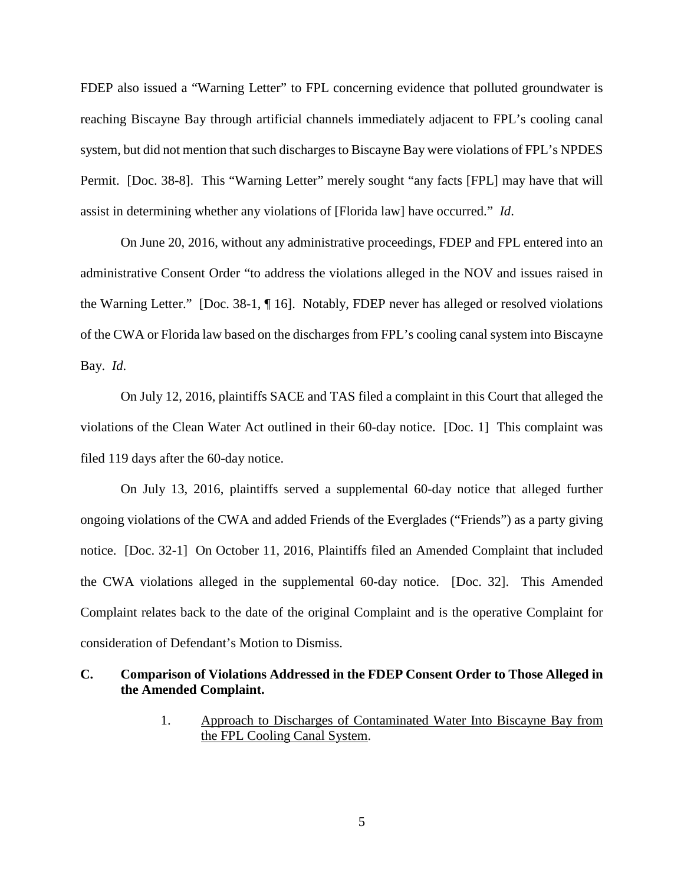FDEP also issued a "Warning Letter" to FPL concerning evidence that polluted groundwater is reaching Biscayne Bay through artificial channels immediately adjacent to FPL's cooling canal system, but did not mention that such discharges to Biscayne Bay were violations of FPL's NPDES Permit. [Doc. 38-8]. This "Warning Letter" merely sought "any facts [FPL] may have that will assist in determining whether any violations of [Florida law] have occurred." *Id*.

On June 20, 2016, without any administrative proceedings, FDEP and FPL entered into an administrative Consent Order "to address the violations alleged in the NOV and issues raised in the Warning Letter." [Doc. 38-1, ¶ 16]. Notably, FDEP never has alleged or resolved violations of the CWA or Florida law based on the discharges from FPL's cooling canal system into Biscayne Bay. *Id.*

On July 12, 2016, plaintiffs SACE and TAS filed a complaint in this Court that alleged the violations of the Clean Water Act outlined in their 60-day notice. [Doc. 1] This complaint was filed 119 days after the 60-day notice.

On July 13, 2016, plaintiffs served a supplemental 60-day notice that alleged further ongoing violations of the CWA and added Friends of the Everglades ("Friends") as a party giving notice. [Doc. 32-1] On October 11, 2016, Plaintiffs filed an Amended Complaint that included the CWA violations alleged in the supplemental 60-day notice. [Doc. 32]. This Amended Complaint relates back to the date of the original Complaint and is the operative Complaint for consideration of Defendant's Motion to Dismiss.

### C. Comparison of Violations Addressed in the FDEP Consent Order to Those Alleged in the Amended Complaint.

1. Approach to Discharges of Contaminated Water Into Biscayne Bay from the FPL Cooling Canal System.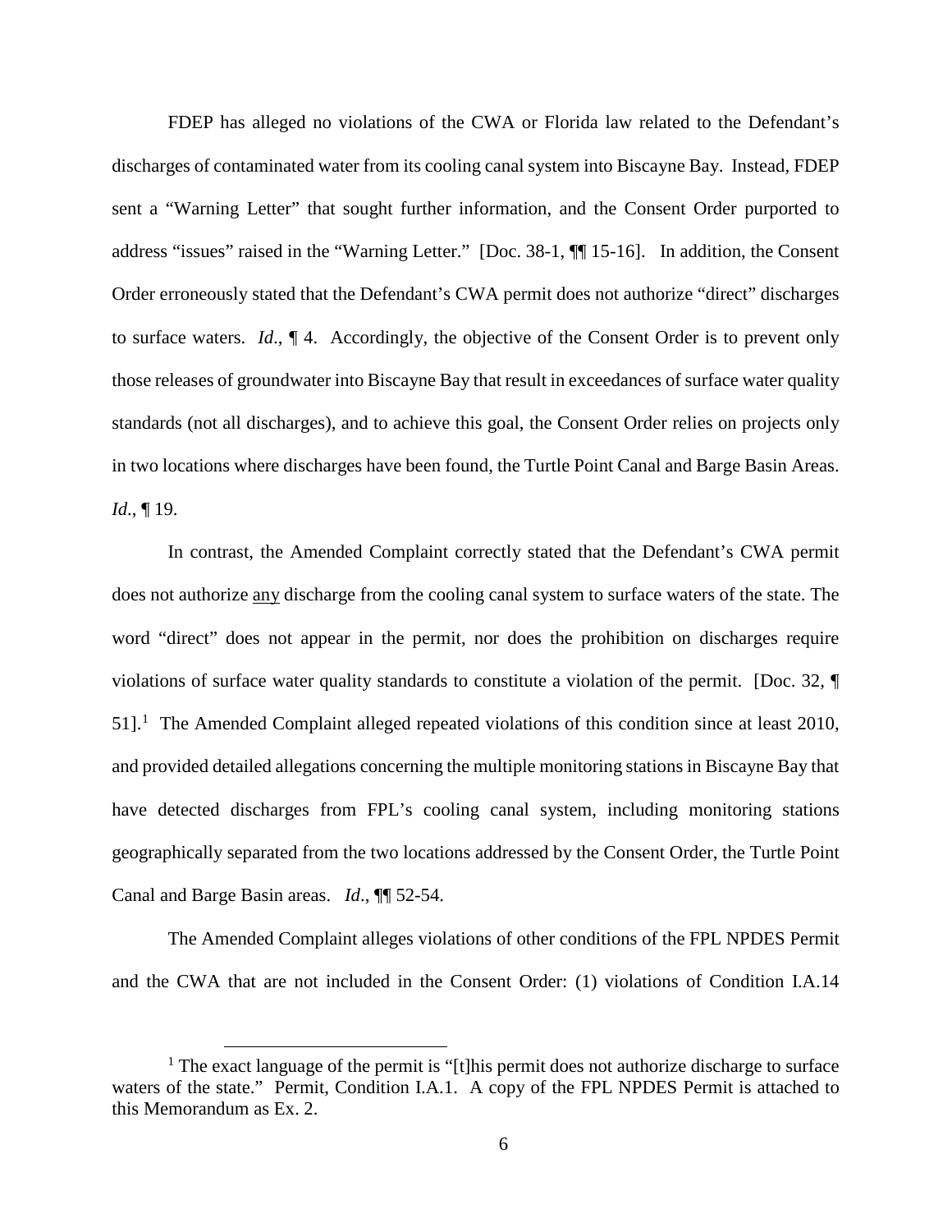FDEP has alleged no violations of the CWA or Florida law related to the Defendant's discharges of contaminated water from its cooling canal system into Biscayne Bay. Instead, FDEP sent a "Warning Letter" that sought further information, and the Consent Order purported to address "issues" raised in the "Warning Letter." [Doc. 38-1, ¶¶ 15-16]. In addition, the Consent Order erroneously stated that the Defendant's CWA permit does not authorize "direct" discharges to surface waters. *Id*., ¶ 4. Accordingly, the objective of the Consent Order is to prevent only those releases of groundwater into Biscayne Bay that result in exceedances of surface water quality standards (not all discharges), and to achieve this goal, the Consent Order relies on projects only in two locations where discharges have been found, the Turtle Point Canal and Barge Basin Areas. *Id*., ¶ 19.

In contrast, the Amended Complaint correctly stated that the Defendant's CWA permit does not authorize <u>any</u> discharge from the cooling canal system to surface waters of the state. The word "direct" does not appear in the permit, nor does the prohibition on discharges require violations of surface water quality standards to constitute a violation of the permit. [Doc. 32, ¶ 51].[1] The Amended Complaint alleged repeated violations of this condition since at least 2010, and provided detailed allegations concerning the multiple monitoring stations in Biscayne Bay that have detected discharges from FPL's cooling canal system, including monitoring stations geographically separated from the two locations addressed by the Consent Order, the Turtle Point Canal and Barge Basin areas. *Id*., ¶¶ 52-54.

The Amended Complaint alleges violations of other conditions of the FPL NPDES Permit and the CWA that are not included in the Consent Order: (1) violations of Condition I.A.14

---

[1] The exact language of the permit is "[t]his permit does not authorize discharge to surface waters of the state." Permit, Condition I.A.1. A copy of the FPL NPDES Permit is attached to this Memorandum as Ex. 2.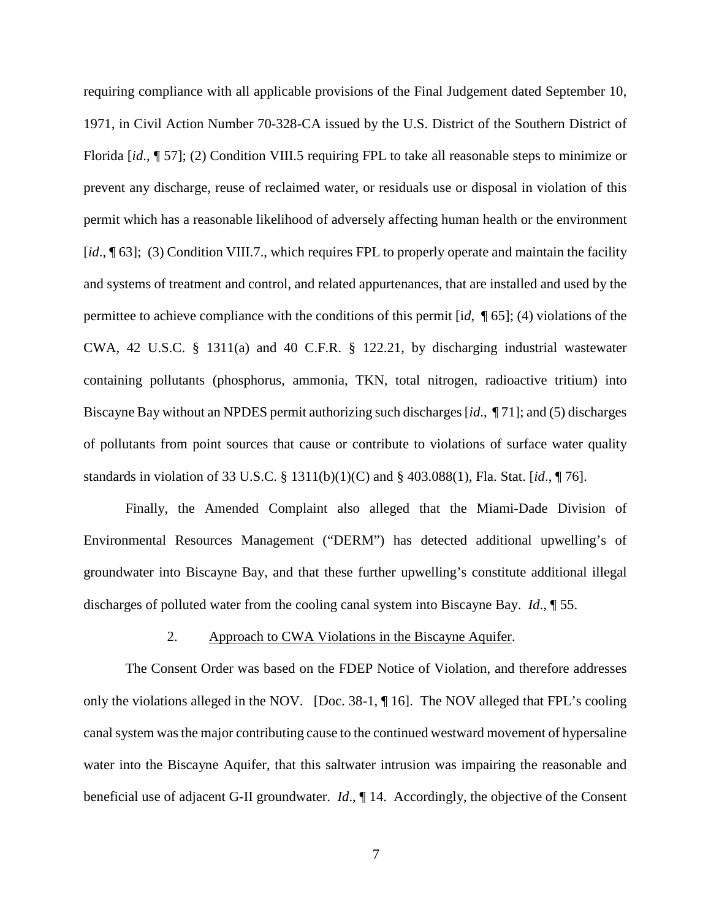requiring compliance with all applicable provisions of the Final Judgement dated September 10, 1971, in Civil Action Number 70-328-CA issued by the U.S. District of the Southern District of Florida [*id*., ¶ 57]; (2) Condition VIII.5 requiring FPL to take all reasonable steps to minimize or prevent any discharge, reuse of reclaimed water, or residuals use or disposal in violation of this permit which has a reasonable likelihood of adversely affecting human health or the environment [*id*., ¶ 63]; (3) Condition VIII.7., which requires FPL to properly operate and maintain the facility and systems of treatment and control, and related appurtenances, that are installed and used by the permittee to achieve compliance with the conditions of this permit [i*d*, ¶ 65]; (4) violations of the CWA, 42 U.S.C. § 1311(a) and 40 C.F.R. § 122.21, by discharging industrial wastewater containing pollutants (phosphorus, ammonia, TKN, total nitrogen, radioactive tritium) into Biscayne Bay without an NPDES permit authorizing such discharges [*id*., ¶ 71]; and (5) discharges of pollutants from point sources that cause or contribute to violations of surface water quality standards in violation of 33 U.S.C. § 1311(b)(1)(C) and § 403.088(1), Fla. Stat. [*id*., ¶ 76].

Finally, the Amended Complaint also alleged that the Miami-Dade Division of Environmental Resources Management ("DERM") has detected additional upwelling's of groundwater into Biscayne Bay, and that these further upwelling's constitute additional illegal discharges of polluted water from the cooling canal system into Biscayne Bay. *Id*., ¶ 55.

2. Approach to CWA Violations in the Biscayne Aquifer.

The Consent Order was based on the FDEP Notice of Violation, and therefore addresses only the violations alleged in the NOV. [Doc. 38-1, ¶ 16]. The NOV alleged that FPL's cooling canal system was the major contributing cause to the continued westward movement of hypersaline water into the Biscayne Aquifer, that this saltwater intrusion was impairing the reasonable and beneficial use of adjacent G-II groundwater. *Id*., ¶ 14. Accordingly, the objective of the Consent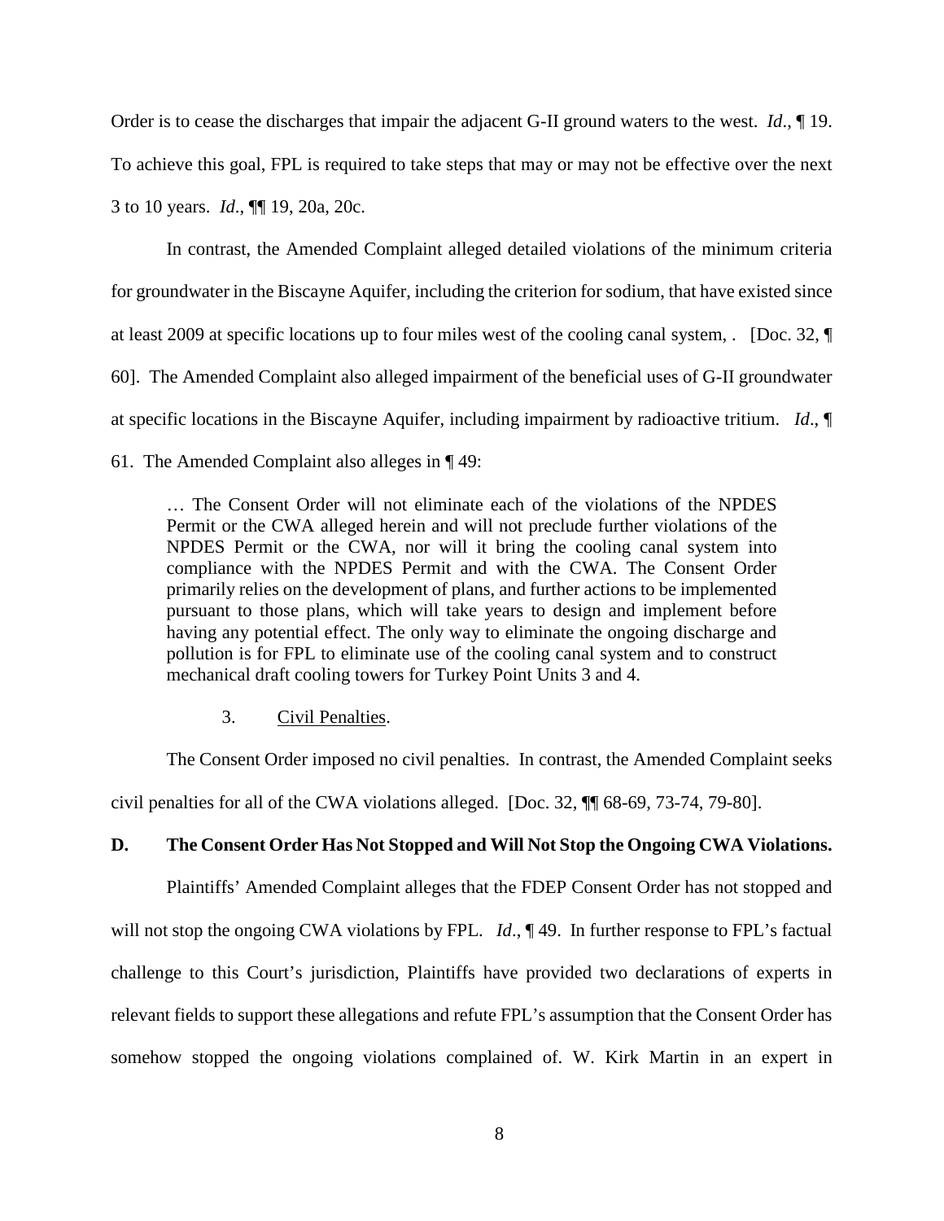Order is to cease the discharges that impair the adjacent G-II ground waters to the west. *Id*., ¶ 19. To achieve this goal, FPL is required to take steps that may or may not be effective over the next 3 to 10 years. *Id*., ¶¶ 19, 20a, 20c.

In contrast, the Amended Complaint alleged detailed violations of the minimum criteria for groundwater in the Biscayne Aquifer, including the criterion for sodium, that have existed since at least 2009 at specific locations up to four miles west of the cooling canal system, . [Doc. 32, ¶ 60]. The Amended Complaint also alleged impairment of the beneficial uses of G-II groundwater at specific locations in the Biscayne Aquifer, including impairment by radioactive tritium. *Id*., ¶ 61. The Amended Complaint also alleges in ¶ 49:

> … The Consent Order will not eliminate each of the violations of the NPDES Permit or the CWA alleged herein and will not preclude further violations of the NPDES Permit or the CWA, nor will it bring the cooling canal system into compliance with the NPDES Permit and with the CWA. The Consent Order primarily relies on the development of plans, and further actions to be implemented pursuant to those plans, which will take years to design and implement before having any potential effect. The only way to eliminate the ongoing discharge and pollution is for FPL to eliminate use of the cooling canal system and to construct mechanical draft cooling towers for Turkey Point Units 3 and 4.

3. Civil Penalties.

The Consent Order imposed no civil penalties. In contrast, the Amended Complaint seeks civil penalties for all of the CWA violations alleged. [Doc. 32, ¶¶ 68-69, 73-74, 79-80].

### D. The Consent Order Has Not Stopped and Will Not Stop the Ongoing CWA Violations.

Plaintiffs' Amended Complaint alleges that the FDEP Consent Order has not stopped and will not stop the ongoing CWA violations by FPL. *Id*., ¶ 49. In further response to FPL's factual challenge to this Court's jurisdiction, Plaintiffs have provided two declarations of experts in relevant fields to support these allegations and refute FPL's assumption that the Consent Order has somehow stopped the ongoing violations complained of. W. Kirk Martin in an expert in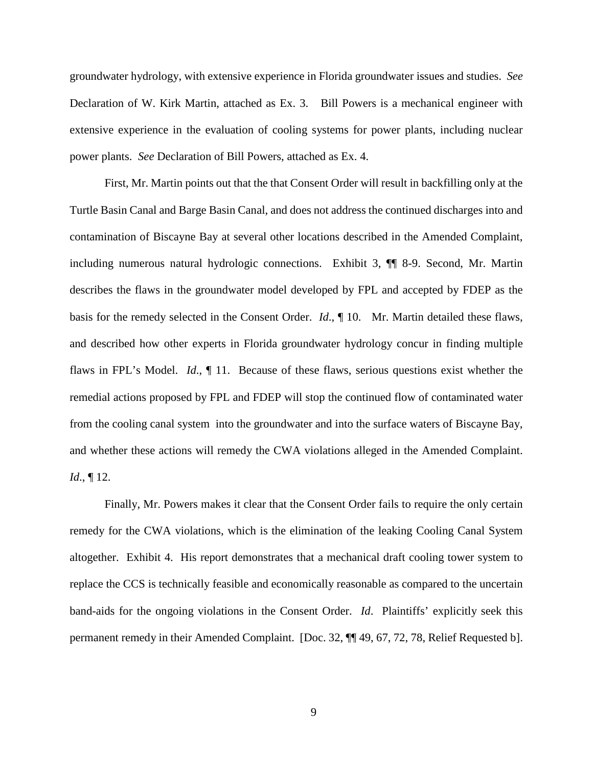groundwater hydrology, with extensive experience in Florida groundwater issues and studies. *See* Declaration of W. Kirk Martin, attached as Ex. 3. Bill Powers is a mechanical engineer with extensive experience in the evaluation of cooling systems for power plants, including nuclear power plants. *See* Declaration of Bill Powers, attached as Ex. 4.

First, Mr. Martin points out that the that Consent Order will result in backfilling only at the Turtle Basin Canal and Barge Basin Canal, and does not address the continued discharges into and contamination of Biscayne Bay at several other locations described in the Amended Complaint, including numerous natural hydrologic connections. Exhibit 3, ¶¶ 8-9. Second, Mr. Martin describes the flaws in the groundwater model developed by FPL and accepted by FDEP as the basis for the remedy selected in the Consent Order. *Id*., ¶ 10. Mr. Martin detailed these flaws, and described how other experts in Florida groundwater hydrology concur in finding multiple flaws in FPL's Model. *Id*., ¶ 11. Because of these flaws, serious questions exist whether the remedial actions proposed by FPL and FDEP will stop the continued flow of contaminated water from the cooling canal system into the groundwater and into the surface waters of Biscayne Bay, and whether these actions will remedy the CWA violations alleged in the Amended Complaint. *Id*., ¶ 12.

Finally, Mr. Powers makes it clear that the Consent Order fails to require the only certain remedy for the CWA violations, which is the elimination of the leaking Cooling Canal System altogether. Exhibit 4. His report demonstrates that a mechanical draft cooling tower system to replace the CCS is technically feasible and economically reasonable as compared to the uncertain band-aids for the ongoing violations in the Consent Order. *Id*. Plaintiffs' explicitly seek this permanent remedy in their Amended Complaint. [Doc. 32, ¶¶ 49, 67, 72, 78, Relief Requested b].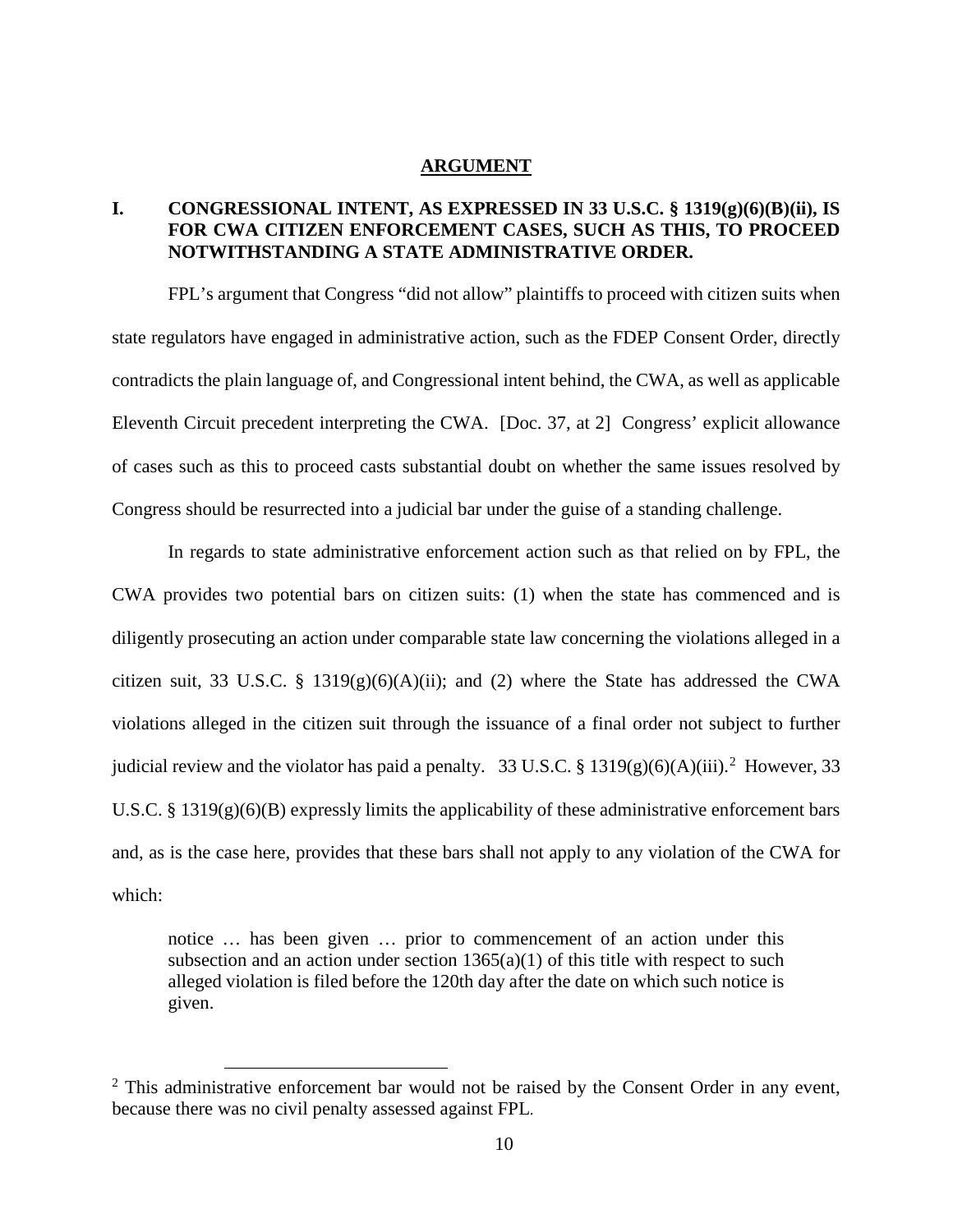## ARGUMENT

### I. CONGRESSIONAL INTENT, AS EXPRESSED IN 33 U.S.C. § 1319(g)(6)(B)(ii), IS FOR CWA CITIZEN ENFORCEMENT CASES, SUCH AS THIS, TO PROCEED NOTWITHSTANDING A STATE ADMINISTRATIVE ORDER.

FPL's argument that Congress "did not allow" plaintiffs to proceed with citizen suits when state regulators have engaged in administrative action, such as the FDEP Consent Order, directly contradicts the plain language of, and Congressional intent behind, the CWA, as well as applicable Eleventh Circuit precedent interpreting the CWA. [Doc. 37, at 2] Congress' explicit allowance of cases such as this to proceed casts substantial doubt on whether the same issues resolved by Congress should be resurrected into a judicial bar under the guise of a standing challenge.

In regards to state administrative enforcement action such as that relied on by FPL, the CWA provides two potential bars on citizen suits: (1) when the state has commenced and is diligently prosecuting an action under comparable state law concerning the violations alleged in a citizen suit, 33 U.S.C. § 1319(g)(6)(A)(ii); and (2) where the State has addressed the CWA violations alleged in the citizen suit through the issuance of a final order not subject to further judicial review and the violator has paid a penalty. 33 U.S.C. § 1319(g)(6)(A)(iii).[2] However, 33 U.S.C. § 1319(g)(6)(B) expressly limits the applicability of these administrative enforcement bars and, as is the case here, provides that these bars shall not apply to any violation of the CWA for which:

> notice … has been given … prior to commencement of an action under this subsection and an action under section 1365(a)(1) of this title with respect to such alleged violation is filed before the 120th day after the date on which such notice is given.

---

[2] This administrative enforcement bar would not be raised by the Consent Order in any event, because there was no civil penalty assessed against FPL.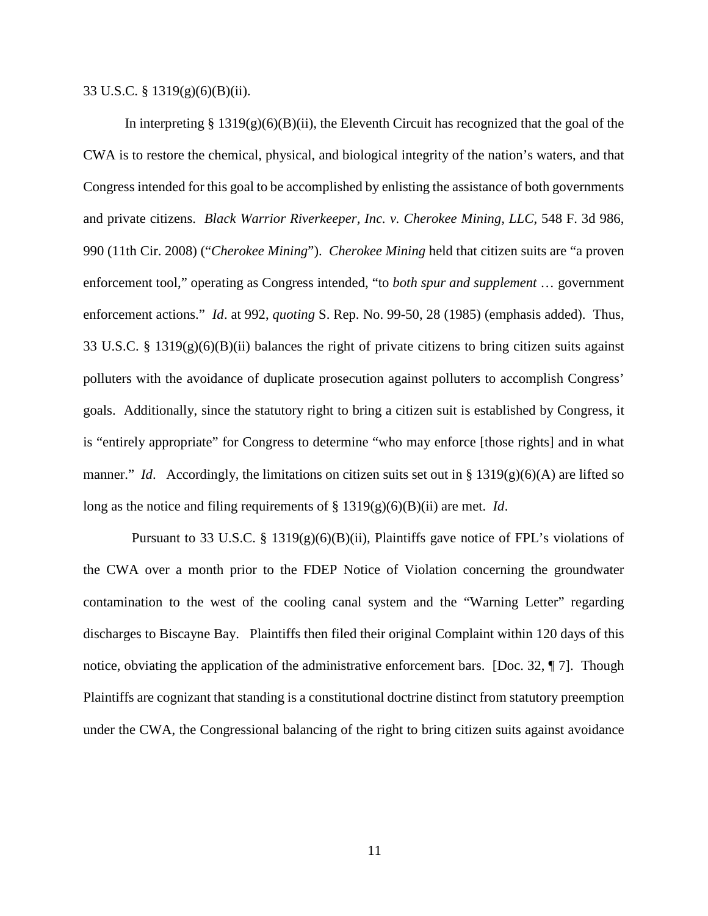33 U.S.C. § 1319(g)(6)(B)(ii).

In interpreting § 1319(g)(6)(B)(ii), the Eleventh Circuit has recognized that the goal of the CWA is to restore the chemical, physical, and biological integrity of the nation's waters, and that Congress intended for this goal to be accomplished by enlisting the assistance of both governments and private citizens. *Black Warrior Riverkeeper, Inc. v. Cherokee Mining, LLC*, 548 F. 3d 986, 990 (11th Cir. 2008) ("*Cherokee Mining*"). *Cherokee Mining* held that citizen suits are "a proven enforcement tool," operating as Congress intended, "to *both spur and supplement* … government enforcement actions." *Id*. at 992, *quoting* S. Rep. No. 99-50, 28 (1985) (emphasis added). Thus, 33 U.S.C. § 1319(g)(6)(B)(ii) balances the right of private citizens to bring citizen suits against polluters with the avoidance of duplicate prosecution against polluters to accomplish Congress' goals. Additionally, since the statutory right to bring a citizen suit is established by Congress, it is "entirely appropriate" for Congress to determine "who may enforce [those rights] and in what manner." *Id*. Accordingly, the limitations on citizen suits set out in § 1319(g)(6)(A) are lifted so long as the notice and filing requirements of § 1319(g)(6)(B)(ii) are met. *Id*.

Pursuant to 33 U.S.C. § 1319(g)(6)(B)(ii), Plaintiffs gave notice of FPL's violations of the CWA over a month prior to the FDEP Notice of Violation concerning the groundwater contamination to the west of the cooling canal system and the "Warning Letter" regarding discharges to Biscayne Bay. Plaintiffs then filed their original Complaint within 120 days of this notice, obviating the application of the administrative enforcement bars. [Doc. 32, ¶ 7]. Though Plaintiffs are cognizant that standing is a constitutional doctrine distinct from statutory preemption under the CWA, the Congressional balancing of the right to bring citizen suits against avoidance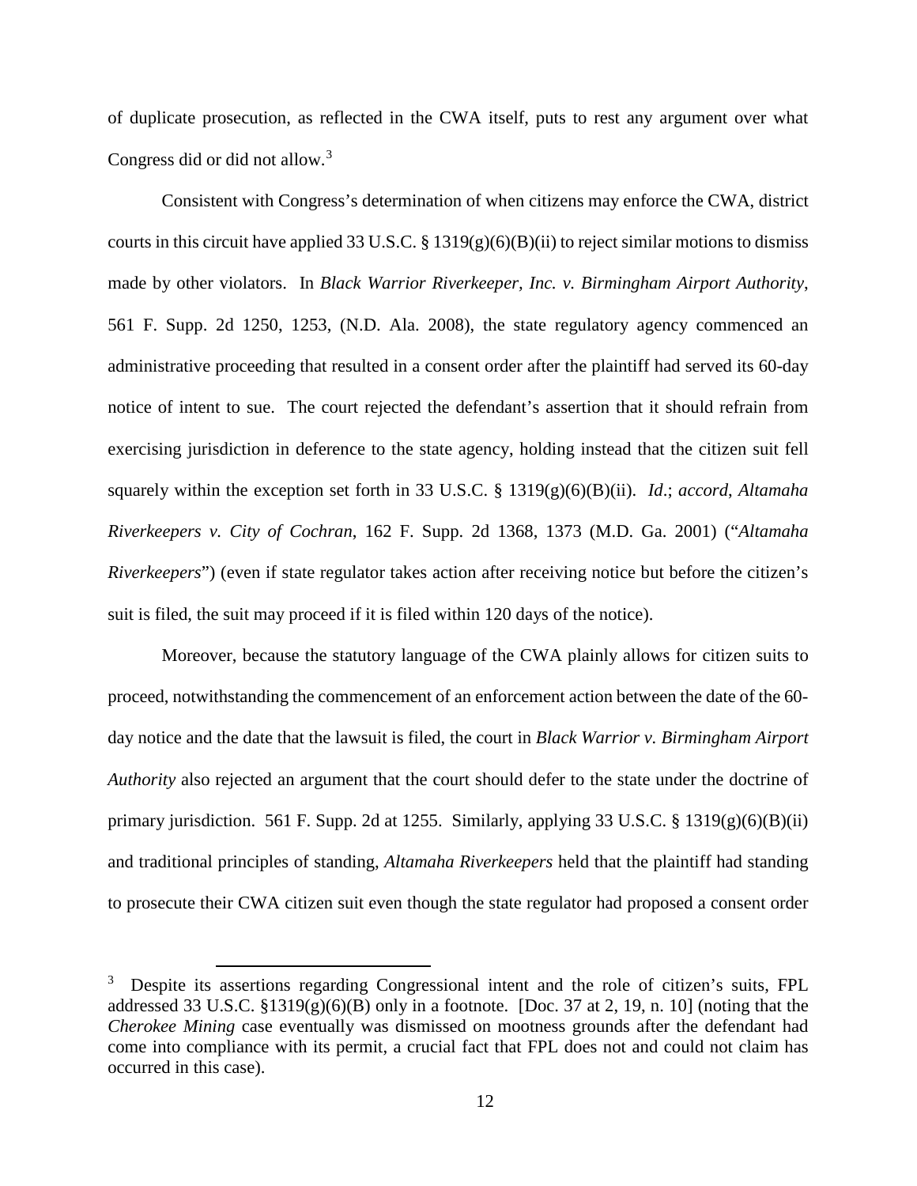of duplicate prosecution, as reflected in the CWA itself, puts to rest any argument over what Congress did or did not allow.[3]

Consistent with Congress's determination of when citizens may enforce the CWA, district courts in this circuit have applied 33 U.S.C. § 1319(g)(6)(B)(ii) to reject similar motions to dismiss made by other violators. In *Black Warrior Riverkeeper, Inc. v. Birmingham Airport Authority*, 561 F. Supp. 2d 1250, 1253, (N.D. Ala. 2008), the state regulatory agency commenced an administrative proceeding that resulted in a consent order after the plaintiff had served its 60-day notice of intent to sue. The court rejected the defendant's assertion that it should refrain from exercising jurisdiction in deference to the state agency, holding instead that the citizen suit fell squarely within the exception set forth in 33 U.S.C. § 1319(g)(6)(B)(ii). *Id*.; *accord*, *Altamaha Riverkeepers v. City of Cochran*, 162 F. Supp. 2d 1368, 1373 (M.D. Ga. 2001) ("*Altamaha Riverkeepers*") (even if state regulator takes action after receiving notice but before the citizen's suit is filed, the suit may proceed if it is filed within 120 days of the notice).

Moreover, because the statutory language of the CWA plainly allows for citizen suits to proceed, notwithstanding the commencement of an enforcement action between the date of the 60-day notice and the date that the lawsuit is filed, the court in *Black Warrior v. Birmingham Airport Authority* also rejected an argument that the court should defer to the state under the doctrine of primary jurisdiction. 561 F. Supp. 2d at 1255. Similarly, applying 33 U.S.C. § 1319(g)(6)(B)(ii) and traditional principles of standing, *Altamaha Riverkeepers* held that the plaintiff had standing to prosecute their CWA citizen suit even though the state regulator had proposed a consent order

---

[3] Despite its assertions regarding Congressional intent and the role of citizen's suits, FPL addressed 33 U.S.C. §1319(g)(6)(B) only in a footnote. [Doc. 37 at 2, 19, n. 10] (noting that the *Cherokee Mining* case eventually was dismissed on mootness grounds after the defendant had come into compliance with its permit, a crucial fact that FPL does not and could not claim has occurred in this case).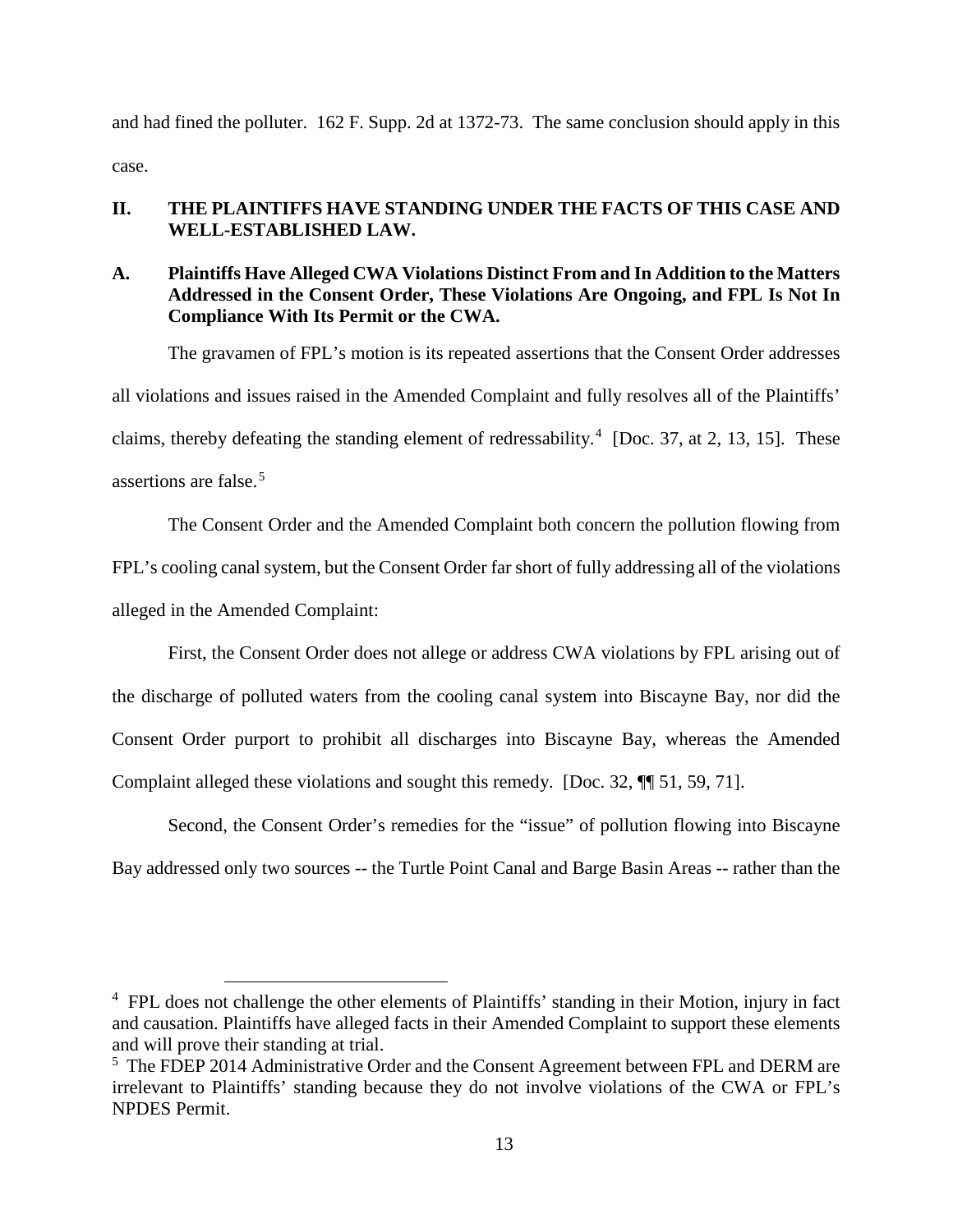and had fined the polluter. 162 F. Supp. 2d at 1372-73. The same conclusion should apply in this case.

## II. THE PLAINTIFFS HAVE STANDING UNDER THE FACTS OF THIS CASE AND WELL-ESTABLISHED LAW.

### A. Plaintiffs Have Alleged CWA Violations Distinct From and In Addition to the Matters Addressed in the Consent Order, These Violations Are Ongoing, and FPL Is Not In Compliance With Its Permit or the CWA.

The gravamen of FPL's motion is its repeated assertions that the Consent Order addresses all violations and issues raised in the Amended Complaint and fully resolves all of the Plaintiffs' claims, thereby defeating the standing element of redressability.[4] [Doc. 37, at 2, 13, 15]. These assertions are false.[5]

The Consent Order and the Amended Complaint both concern the pollution flowing from FPL's cooling canal system, but the Consent Order far short of fully addressing all of the violations alleged in the Amended Complaint:

First, the Consent Order does not allege or address CWA violations by FPL arising out of the discharge of polluted waters from the cooling canal system into Biscayne Bay, nor did the Consent Order purport to prohibit all discharges into Biscayne Bay, whereas the Amended Complaint alleged these violations and sought this remedy. [Doc. 32, ¶¶ 51, 59, 71].

Second, the Consent Order's remedies for the "issue" of pollution flowing into Biscayne Bay addressed only two sources -- the Turtle Point Canal and Barge Basin Areas -- rather than the

---

[4] FPL does not challenge the other elements of Plaintiffs' standing in their Motion, injury in fact and causation. Plaintiffs have alleged facts in their Amended Complaint to support these elements and will prove their standing at trial.

[5] The FDEP 2014 Administrative Order and the Consent Agreement between FPL and DERM are irrelevant to Plaintiffs' standing because they do not involve violations of the CWA or FPL's NPDES Permit.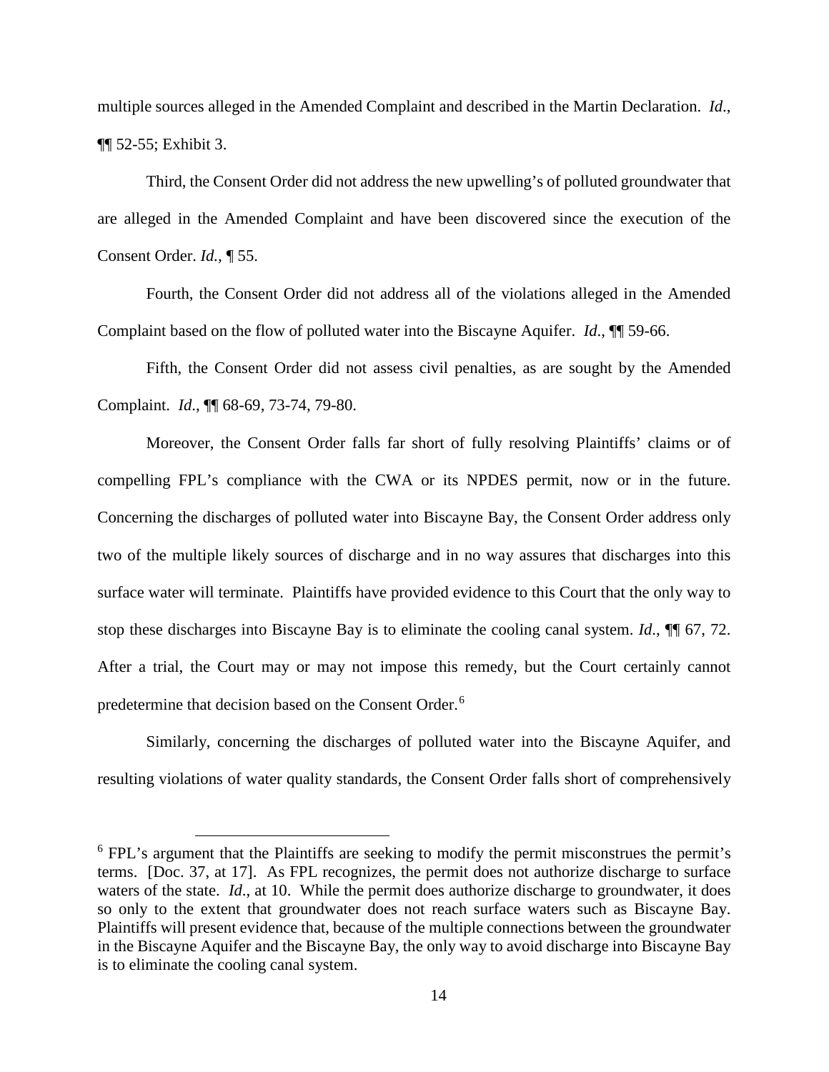multiple sources alleged in the Amended Complaint and described in the Martin Declaration. *Id*., ¶¶ 52-55; Exhibit 3.

Third, the Consent Order did not address the new upwelling's of polluted groundwater that are alleged in the Amended Complaint and have been discovered since the execution of the Consent Order. *Id.*, ¶ 55.

Fourth, the Consent Order did not address all of the violations alleged in the Amended Complaint based on the flow of polluted water into the Biscayne Aquifer. *Id*., ¶¶ 59-66.

Fifth, the Consent Order did not assess civil penalties, as are sought by the Amended Complaint. *Id*., ¶¶ 68-69, 73-74, 79-80.

Moreover, the Consent Order falls far short of fully resolving Plaintiffs' claims or of compelling FPL's compliance with the CWA or its NPDES permit, now or in the future. Concerning the discharges of polluted water into Biscayne Bay, the Consent Order address only two of the multiple likely sources of discharge and in no way assures that discharges into this surface water will terminate. Plaintiffs have provided evidence to this Court that the only way to stop these discharges into Biscayne Bay is to eliminate the cooling canal system. *Id*., ¶¶ 67, 72. After a trial, the Court may or may not impose this remedy, but the Court certainly cannot predetermine that decision based on the Consent Order.[6]

Similarly, concerning the discharges of polluted water into the Biscayne Aquifer, and resulting violations of water quality standards, the Consent Order falls short of comprehensively

[6] FPL's argument that the Plaintiffs are seeking to modify the permit misconstrues the permit's terms. [Doc. 37, at 17]. As FPL recognizes, the permit does not authorize discharge to surface waters of the state. *Id*., at 10. While the permit does authorize discharge to groundwater, it does so only to the extent that groundwater does not reach surface waters such as Biscayne Bay. Plaintiffs will present evidence that, because of the multiple connections between the groundwater in the Biscayne Aquifer and the Biscayne Bay, the only way to avoid discharge into Biscayne Bay is to eliminate the cooling canal system.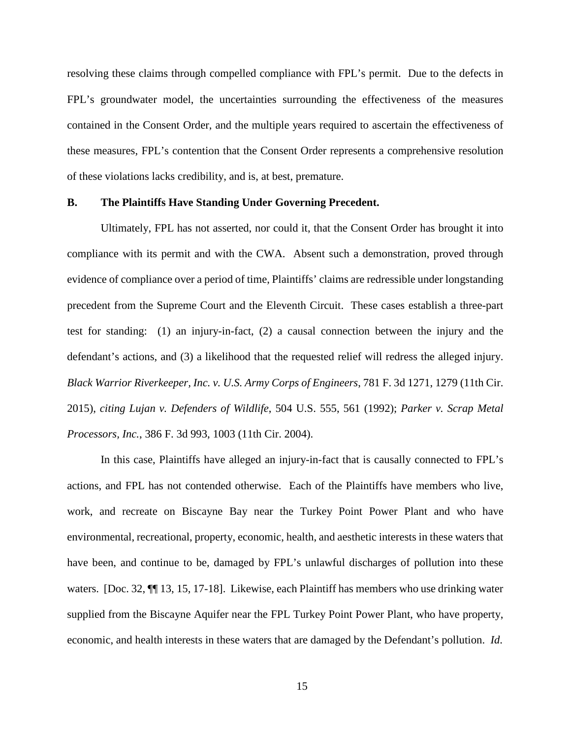resolving these claims through compelled compliance with FPL's permit. Due to the defects in FPL's groundwater model, the uncertainties surrounding the effectiveness of the measures contained in the Consent Order, and the multiple years required to ascertain the effectiveness of these measures, FPL's contention that the Consent Order represents a comprehensive resolution of these violations lacks credibility, and is, at best, premature.

**B. The Plaintiffs Have Standing Under Governing Precedent.**

Ultimately, FPL has not asserted, nor could it, that the Consent Order has brought it into compliance with its permit and with the CWA. Absent such a demonstration, proved through evidence of compliance over a period of time, Plaintiffs' claims are redressible under longstanding precedent from the Supreme Court and the Eleventh Circuit. These cases establish a three-part test for standing: (1) an injury-in-fact, (2) a causal connection between the injury and the defendant's actions, and (3) a likelihood that the requested relief will redress the alleged injury. *Black Warrior Riverkeeper, Inc. v. U.S. Army Corps of Engineers*, 781 F. 3d 1271, 1279 (11th Cir. 2015), *citing Lujan v. Defenders of Wildlife*, 504 U.S. 555, 561 (1992); *Parker v. Scrap Metal Processors, Inc.*, 386 F. 3d 993, 1003 (11th Cir. 2004).

In this case, Plaintiffs have alleged an injury-in-fact that is causally connected to FPL's actions, and FPL has not contended otherwise. Each of the Plaintiffs have members who live, work, and recreate on Biscayne Bay near the Turkey Point Power Plant and who have environmental, recreational, property, economic, health, and aesthetic interests in these waters that have been, and continue to be, damaged by FPL's unlawful discharges of pollution into these waters. [Doc. 32, ¶¶ 13, 15, 17-18]. Likewise, each Plaintiff has members who use drinking water supplied from the Biscayne Aquifer near the FPL Turkey Point Power Plant, who have property, economic, and health interests in these waters that are damaged by the Defendant's pollution. *Id.*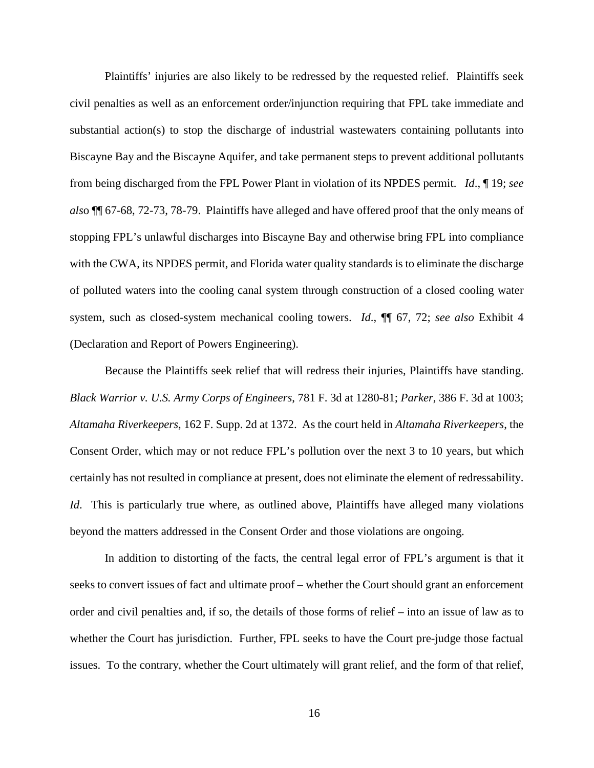Plaintiffs' injuries are also likely to be redressed by the requested relief. Plaintiffs seek civil penalties as well as an enforcement order/injunction requiring that FPL take immediate and substantial action(s) to stop the discharge of industrial wastewaters containing pollutants into Biscayne Bay and the Biscayne Aquifer, and take permanent steps to prevent additional pollutants from being discharged from the FPL Power Plant in violation of its NPDES permit. *Id*., ¶ 19; *see also* ¶¶ 67-68, 72-73, 78-79. Plaintiffs have alleged and have offered proof that the only means of stopping FPL's unlawful discharges into Biscayne Bay and otherwise bring FPL into compliance with the CWA, its NPDES permit, and Florida water quality standards is to eliminate the discharge of polluted waters into the cooling canal system through construction of a closed cooling water system, such as closed-system mechanical cooling towers. *Id*., ¶¶ 67, 72; *see also* Exhibit 4 (Declaration and Report of Powers Engineering).

Because the Plaintiffs seek relief that will redress their injuries, Plaintiffs have standing. *Black Warrior v. U.S. Army Corps of Engineers*, 781 F. 3d at 1280-81; *Parker*, 386 F. 3d at 1003; *Altamaha Riverkeepers*, 162 F. Supp. 2d at 1372. As the court held in *Altamaha Riverkeepers*, the Consent Order, which may or not reduce FPL's pollution over the next 3 to 10 years, but which certainly has not resulted in compliance at present, does not eliminate the element of redressability. *Id.* This is particularly true where, as outlined above, Plaintiffs have alleged many violations beyond the matters addressed in the Consent Order and those violations are ongoing.

In addition to distorting of the facts, the central legal error of FPL's argument is that it seeks to convert issues of fact and ultimate proof – whether the Court should grant an enforcement order and civil penalties and, if so, the details of those forms of relief – into an issue of law as to whether the Court has jurisdiction. Further, FPL seeks to have the Court pre-judge those factual issues. To the contrary, whether the Court ultimately will grant relief, and the form of that relief,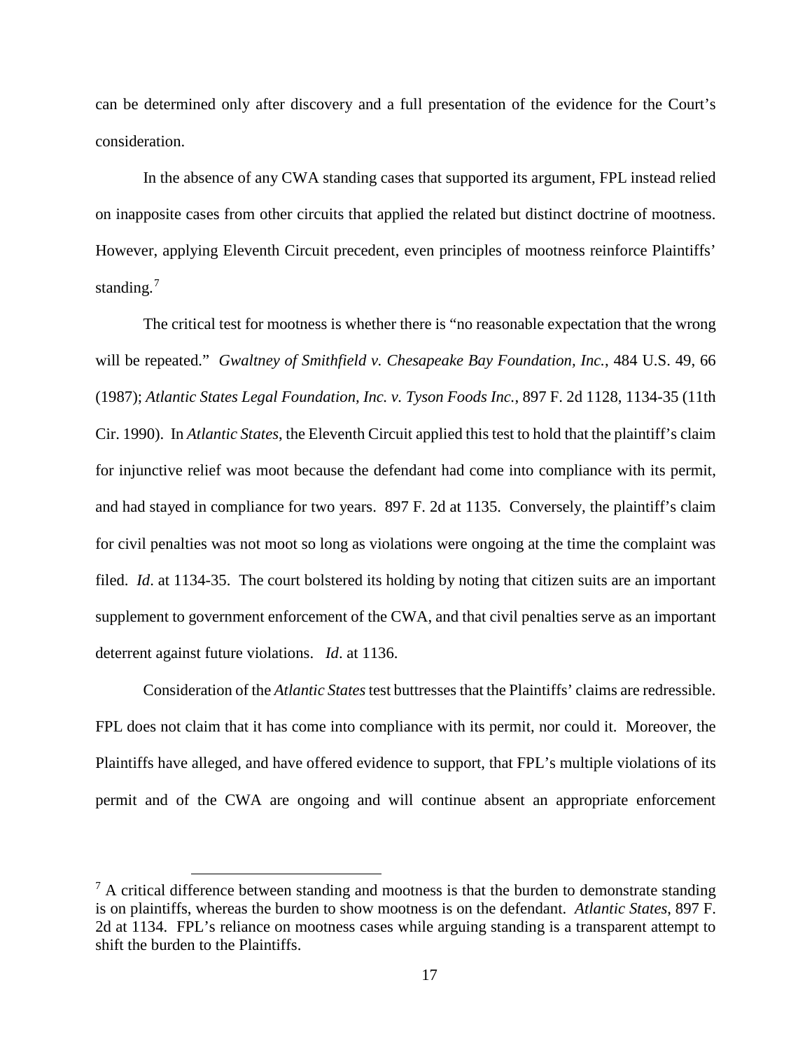can be determined only after discovery and a full presentation of the evidence for the Court's consideration.

In the absence of any CWA standing cases that supported its argument, FPL instead relied on inapposite cases from other circuits that applied the related but distinct doctrine of mootness. However, applying Eleventh Circuit precedent, even principles of mootness reinforce Plaintiffs' standing.[7]

The critical test for mootness is whether there is "no reasonable expectation that the wrong will be repeated." *Gwaltney of Smithfield v. Chesapeake Bay Foundation, Inc.*, 484 U.S. 49, 66 (1987); *Atlantic States Legal Foundation, Inc. v. Tyson Foods Inc.*, 897 F. 2d 1128, 1134-35 (11th Cir. 1990). In *Atlantic States*, the Eleventh Circuit applied this test to hold that the plaintiff's claim for injunctive relief was moot because the defendant had come into compliance with its permit, and had stayed in compliance for two years. 897 F. 2d at 1135. Conversely, the plaintiff's claim for civil penalties was not moot so long as violations were ongoing at the time the complaint was filed. *Id*. at 1134-35. The court bolstered its holding by noting that citizen suits are an important supplement to government enforcement of the CWA, and that civil penalties serve as an important deterrent against future violations. *Id*. at 1136.

Consideration of the *Atlantic States* test buttresses that the Plaintiffs' claims are redressible. FPL does not claim that it has come into compliance with its permit, nor could it. Moreover, the Plaintiffs have alleged, and have offered evidence to support, that FPL's multiple violations of its permit and of the CWA are ongoing and will continue absent an appropriate enforcement

[7] A critical difference between standing and mootness is that the burden to demonstrate standing is on plaintiffs, whereas the burden to show mootness is on the defendant. *Atlantic States*, 897 F. 2d at 1134. FPL's reliance on mootness cases while arguing standing is a transparent attempt to shift the burden to the Plaintiffs.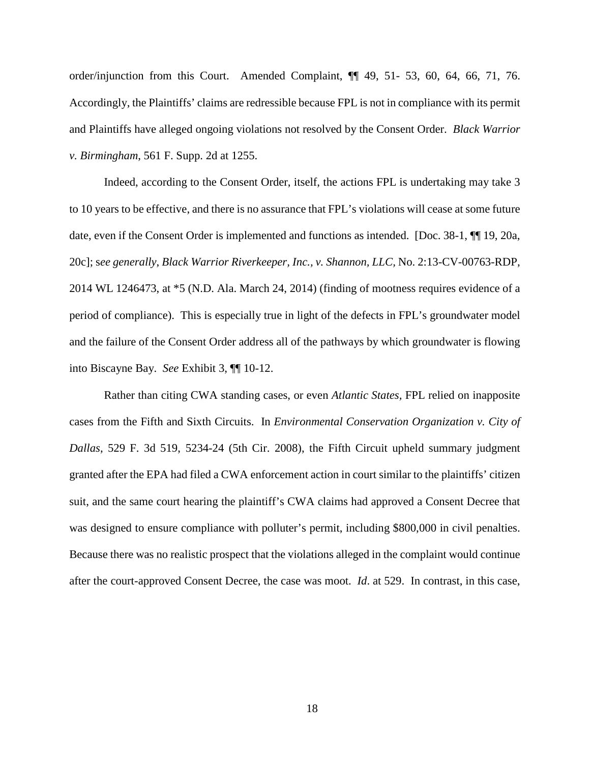order/injunction from this Court. Amended Complaint, ¶¶ 49, 51- 53, 60, 64, 66, 71, 76. Accordingly, the Plaintiffs' claims are redressible because FPL is not in compliance with its permit and Plaintiffs have alleged ongoing violations not resolved by the Consent Order. *Black Warrior v. Birmingham*, 561 F. Supp. 2d at 1255.

Indeed, according to the Consent Order, itself, the actions FPL is undertaking may take 3 to 10 years to be effective, and there is no assurance that FPL's violations will cease at some future date, even if the Consent Order is implemented and functions as intended. [Doc. 38-1, ¶¶ 19, 20a, 20c]; s*ee generally*, *Black Warrior Riverkeeper, Inc., v. Shannon, LLC,* No. 2:13-CV-00763-RDP, 2014 WL 1246473, at *5 (N.D. Ala. March 24, 2014) (finding of mootness requires evidence of a period of compliance). This is especially true in light of the defects in FPL's groundwater model and the failure of the Consent Order address all of the pathways by which groundwater is flowing into Biscayne Bay. *See* Exhibit 3, ¶¶ 10-12.

Rather than citing CWA standing cases, or even *Atlantic States*, FPL relied on inapposite cases from the Fifth and Sixth Circuits. In *Environmental Conservation Organization v. City of Dallas*, 529 F. 3d 519, 5234-24 (5th Cir. 2008), the Fifth Circuit upheld summary judgment granted after the EPA had filed a CWA enforcement action in court similar to the plaintiffs' citizen suit, and the same court hearing the plaintiff's CWA claims had approved a Consent Decree that was designed to ensure compliance with polluter's permit, including $800,000 in civil penalties. Because there was no realistic prospect that the violations alleged in the complaint would continue after the court-approved Consent Decree, the case was moot. *Id*. at 529. In contrast, in this case,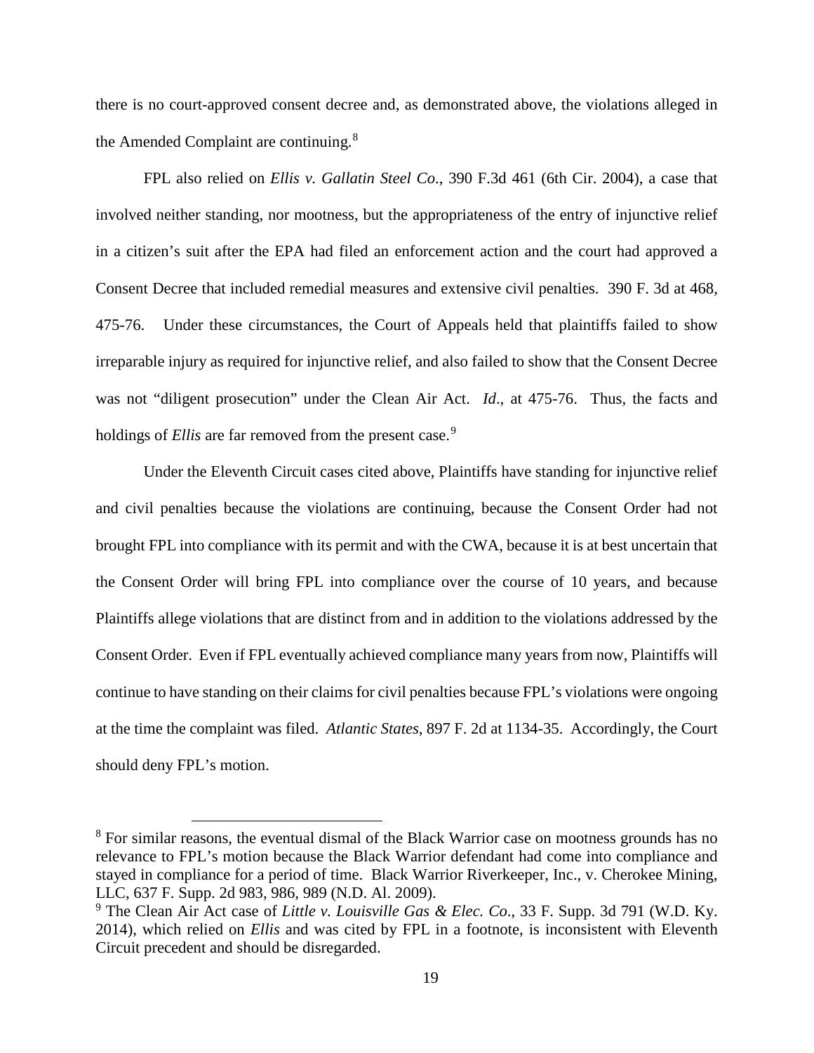there is no court-approved consent decree and, as demonstrated above, the violations alleged in the Amended Complaint are continuing.[8]

FPL also relied on *Ellis v. Gallatin Steel Co*., 390 F.3d 461 (6th Cir. 2004), a case that involved neither standing, nor mootness, but the appropriateness of the entry of injunctive relief in a citizen's suit after the EPA had filed an enforcement action and the court had approved a Consent Decree that included remedial measures and extensive civil penalties. 390 F. 3d at 468, 475-76. Under these circumstances, the Court of Appeals held that plaintiffs failed to show irreparable injury as required for injunctive relief, and also failed to show that the Consent Decree was not "diligent prosecution" under the Clean Air Act. *Id*., at 475-76. Thus, the facts and holdings of *Ellis* are far removed from the present case.[9]

Under the Eleventh Circuit cases cited above, Plaintiffs have standing for injunctive relief and civil penalties because the violations are continuing, because the Consent Order had not brought FPL into compliance with its permit and with the CWA, because it is at best uncertain that the Consent Order will bring FPL into compliance over the course of 10 years, and because Plaintiffs allege violations that are distinct from and in addition to the violations addressed by the Consent Order. Even if FPL eventually achieved compliance many years from now, Plaintiffs will continue to have standing on their claims for civil penalties because FPL's violations were ongoing at the time the complaint was filed. *Atlantic States*, 897 F. 2d at 1134-35. Accordingly, the Court should deny FPL's motion.

[8] For similar reasons, the eventual dismal of the Black Warrior case on mootness grounds has no relevance to FPL's motion because the Black Warrior defendant had come into compliance and stayed in compliance for a period of time. Black Warrior Riverkeeper, Inc., v. Cherokee Mining, LLC, 637 F. Supp. 2d 983, 986, 989 (N.D. Al. 2009).

[9] The Clean Air Act case of *Little v. Louisville Gas & Elec. Co*., 33 F. Supp. 3d 791 (W.D. Ky. 2014), which relied on *Ellis* and was cited by FPL in a footnote, is inconsistent with Eleventh Circuit precedent and should be disregarded.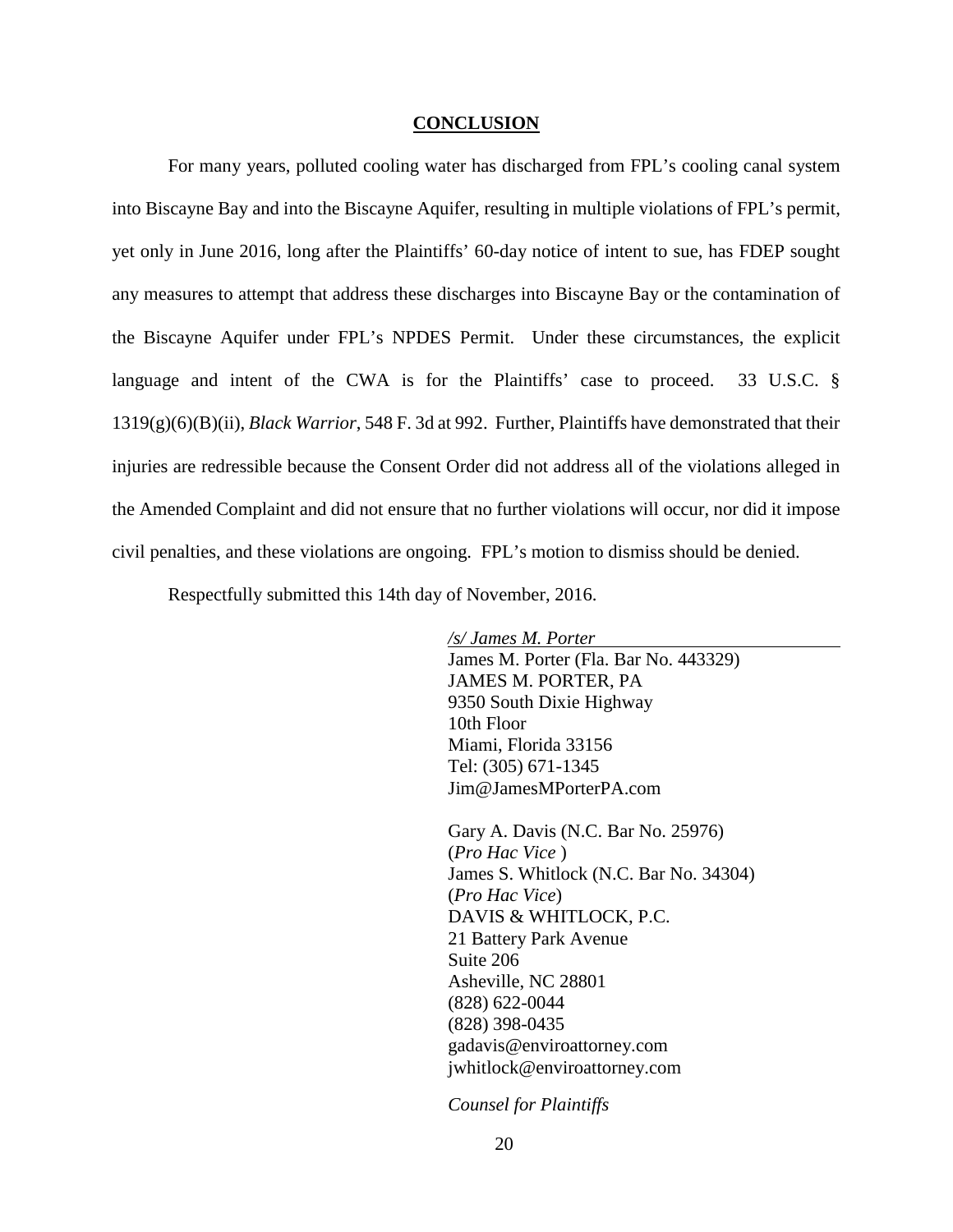## CONCLUSION

For many years, polluted cooling water has discharged from FPL's cooling canal system into Biscayne Bay and into the Biscayne Aquifer, resulting in multiple violations of FPL's permit, yet only in June 2016, long after the Plaintiffs' 60-day notice of intent to sue, has FDEP sought any measures to attempt that address these discharges into Biscayne Bay or the contamination of the Biscayne Aquifer under FPL's NPDES Permit. Under these circumstances, the explicit language and intent of the CWA is for the Plaintiffs' case to proceed. 33 U.S.C. § 1319(g)(6)(B)(ii), *Black Warrior*, 548 F. 3d at 992. Further, Plaintiffs have demonstrated that their injuries are redressible because the Consent Order did not address all of the violations alleged in the Amended Complaint and did not ensure that no further violations will occur, nor did it impose civil penalties, and these violations are ongoing. FPL's motion to dismiss should be denied.

Respectfully submitted this 14th day of November, 2016.

*/s/ James M. Porter*
James M. Porter (Fla. Bar No. 443329)
JAMES M. PORTER, PA
9350 South Dixie Highway
10th Floor
Miami, Florida 33156
Tel: (305) 671-1345
Jim@JamesMPorterPA.com

Gary A. Davis (N.C. Bar No. 25976)
(*Pro Hac Vice* )
James S. Whitlock (N.C. Bar No. 34304)
(*Pro Hac Vice*)
DAVIS & WHITLOCK, P.C.
21 Battery Park Avenue
Suite 206
Asheville, NC 28801
(828) 622-0044
(828) 398-0435
gadavis@enviroattorney.com
jwhitlock@enviroattorney.com

*Counsel for Plaintiffs*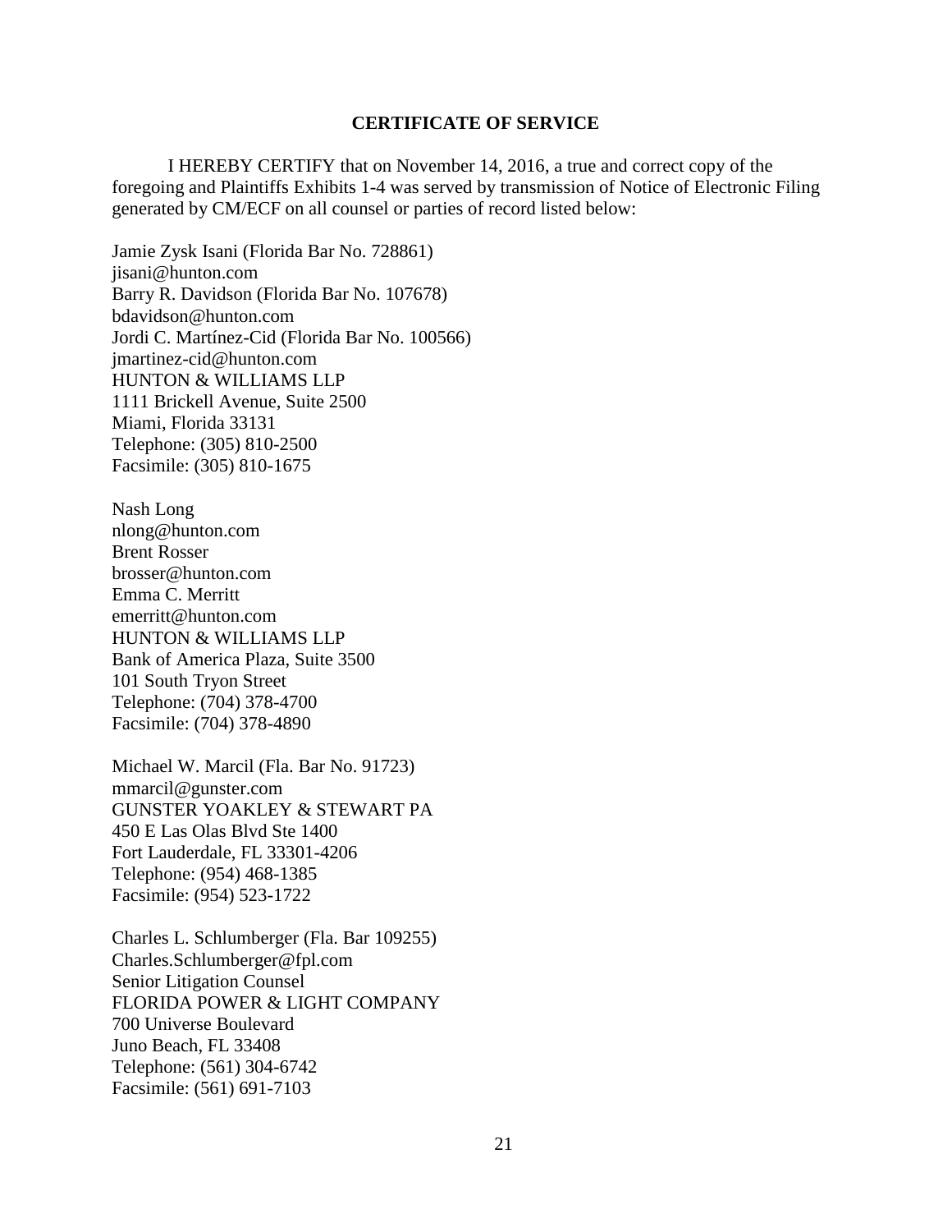**CERTIFICATE OF SERVICE**

I HEREBY CERTIFY that on November 14, 2016, a true and correct copy of the foregoing and Plaintiffs Exhibits 1-4 was served by transmission of Notice of Electronic Filing generated by CM/ECF on all counsel or parties of record listed below:

Jamie Zysk Isani (Florida Bar No. 728861)
jisani@hunton.com
Barry R. Davidson (Florida Bar No. 107678)
bdavidson@hunton.com
Jordi C. Martínez-Cid (Florida Bar No. 100566)
jmartinez-cid@hunton.com
HUNTON & WILLIAMS LLP
1111 Brickell Avenue, Suite 2500
Miami, Florida 33131
Telephone: (305) 810-2500
Facsimile: (305) 810-1675

Nash Long
nlong@hunton.com
Brent Rosser
brosser@hunton.com
Emma C. Merritt
emerritt@hunton.com
HUNTON & WILLIAMS LLP
Bank of America Plaza, Suite 3500
101 South Tryon Street
Telephone: (704) 378-4700
Facsimile: (704) 378-4890

Michael W. Marcil (Fla. Bar No. 91723)
mmarcil@gunster.com
GUNSTER YOAKLEY & STEWART PA
450 E Las Olas Blvd Ste 1400
Fort Lauderdale, FL 33301-4206
Telephone: (954) 468-1385
Facsimile: (954) 523-1722

Charles L. Schlumberger (Fla. Bar 109255)
Charles.Schlumberger@fpl.com
Senior Litigation Counsel
FLORIDA POWER & LIGHT COMPANY
700 Universe Boulevard
Juno Beach, FL 33408
Telephone: (561) 304-6742
Facsimile: (561) 691-7103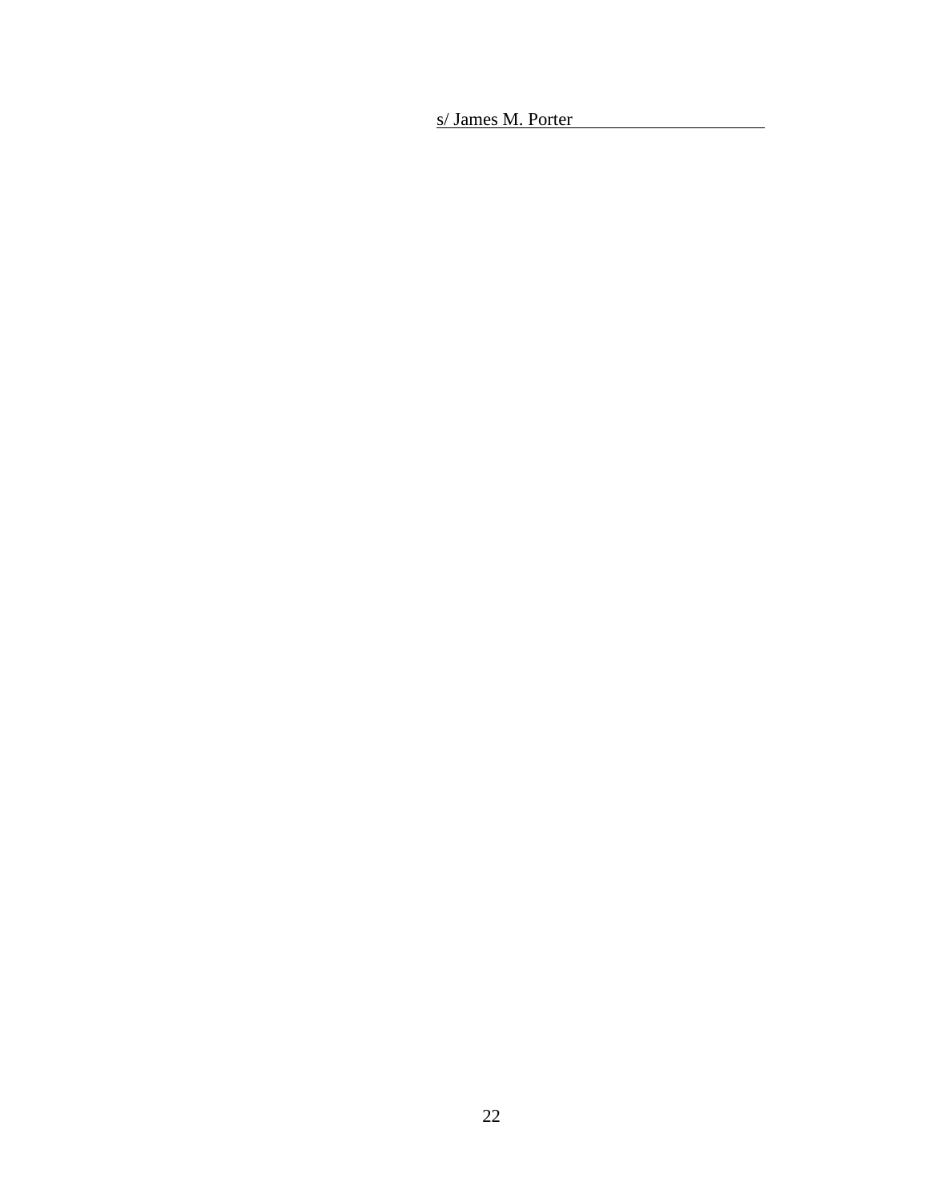s/ James M. Porter